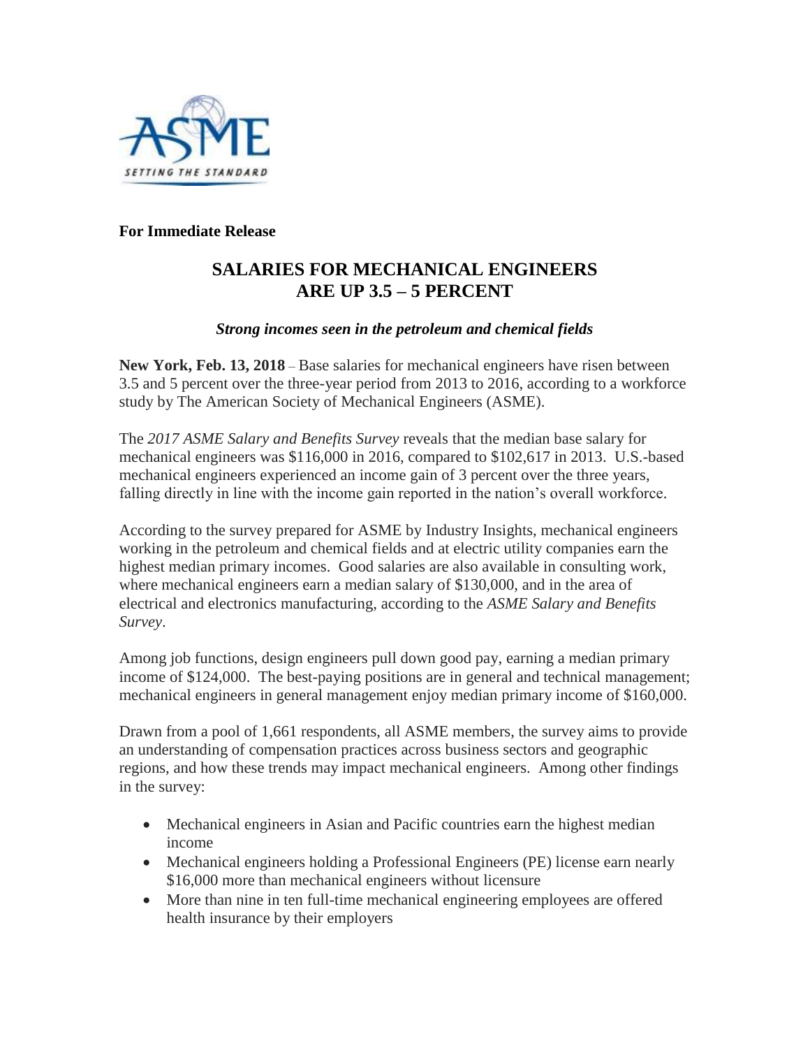**For Immediate Release**

# SALARIES FOR MECHANICAL ENGINEERS ARE UP 3.5 – 5 PERCENT

***Strong incomes seen in the petroleum and chemical fields***

**New York, Feb. 13, 2018** – Base salaries for mechanical engineers have risen between 3.5 and 5 percent over the three-year period from 2013 to 2016, according to a workforce study by The American Society of Mechanical Engineers (ASME).

The *2017 ASME Salary and Benefits Survey* reveals that the median base salary for mechanical engineers was $116,000 in 2016, compared to $102,617 in 2013. U.S.-based mechanical engineers experienced an income gain of 3 percent over the three years, falling directly in line with the income gain reported in the nation's overall workforce.

According to the survey prepared for ASME by Industry Insights, mechanical engineers working in the petroleum and chemical fields and at electric utility companies earn the highest median primary incomes. Good salaries are also available in consulting work, where mechanical engineers earn a median salary of $130,000, and in the area of electrical and electronics manufacturing, according to the *ASME Salary and Benefits Survey*.

Among job functions, design engineers pull down good pay, earning a median primary income of $124,000. The best-paying positions are in general and technical management; mechanical engineers in general management enjoy median primary income of $160,000.

Drawn from a pool of 1,661 respondents, all ASME members, the survey aims to provide an understanding of compensation practices across business sectors and geographic regions, and how these trends may impact mechanical engineers. Among other findings in the survey:

- Mechanical engineers in Asian and Pacific countries earn the highest median income
- Mechanical engineers holding a Professional Engineers (PE) license earn nearly $16,000 more than mechanical engineers without licensure
- More than nine in ten full-time mechanical engineering employees are offered health insurance by their employers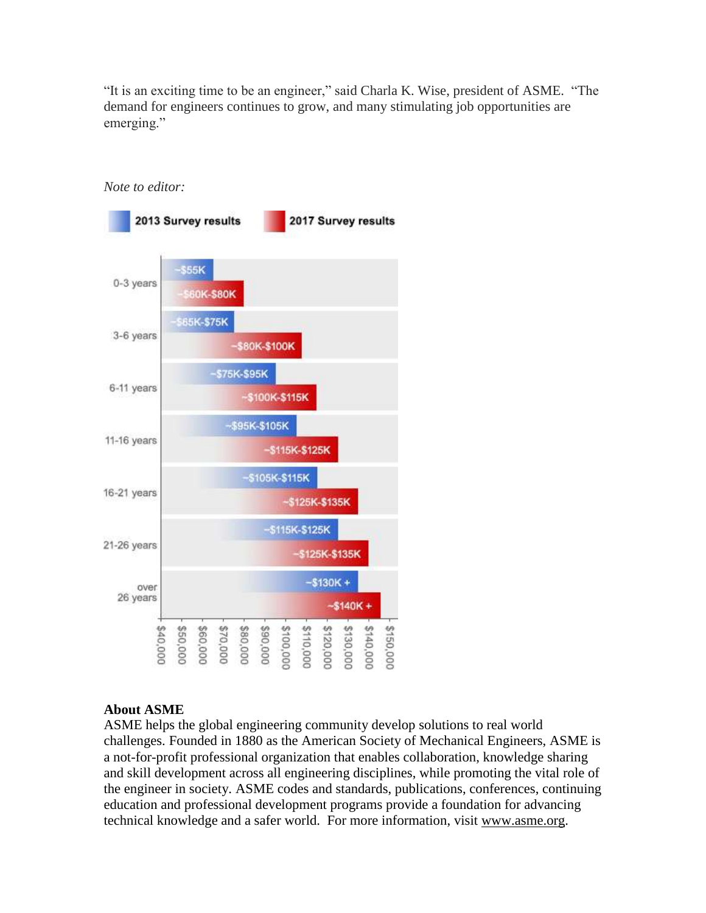"It is an exciting time to be an engineer," said Charla K. Wise, president of ASME. "The demand for engineers continues to grow, and many stimulating job opportunities are emerging."

*Note to editor:*

| Years of experience | 2013 Survey results | 2017 Survey results |
|---|---|---|
| 0-3 years | ~$55K | ~$60K-$80K |
| 3-6 years | ~$65K-$75K | ~$80K-$100K |
| 6-11 years | ~$75K-$95K | ~$100K-$115K |
| 11-16 years | ~$95K-$105K | ~$115K-$125K |
| 16-21 years | ~$105K-$115K | ~$125K-$135K |
| 21-26 years | ~$115K-$125K | ~$125K-$135K |
| over 26 years | ~$130K + | ~$140K + |

**About ASME**

ASME helps the global engineering community develop solutions to real world challenges. Founded in 1880 as the American Society of Mechanical Engineers, ASME is a not-for-profit professional organization that enables collaboration, knowledge sharing and skill development across all engineering disciplines, while promoting the vital role of the engineer in society. ASME codes and standards, publications, conferences, continuing education and professional development programs provide a foundation for advancing technical knowledge and a safer world. For more information, visit www.asme.org.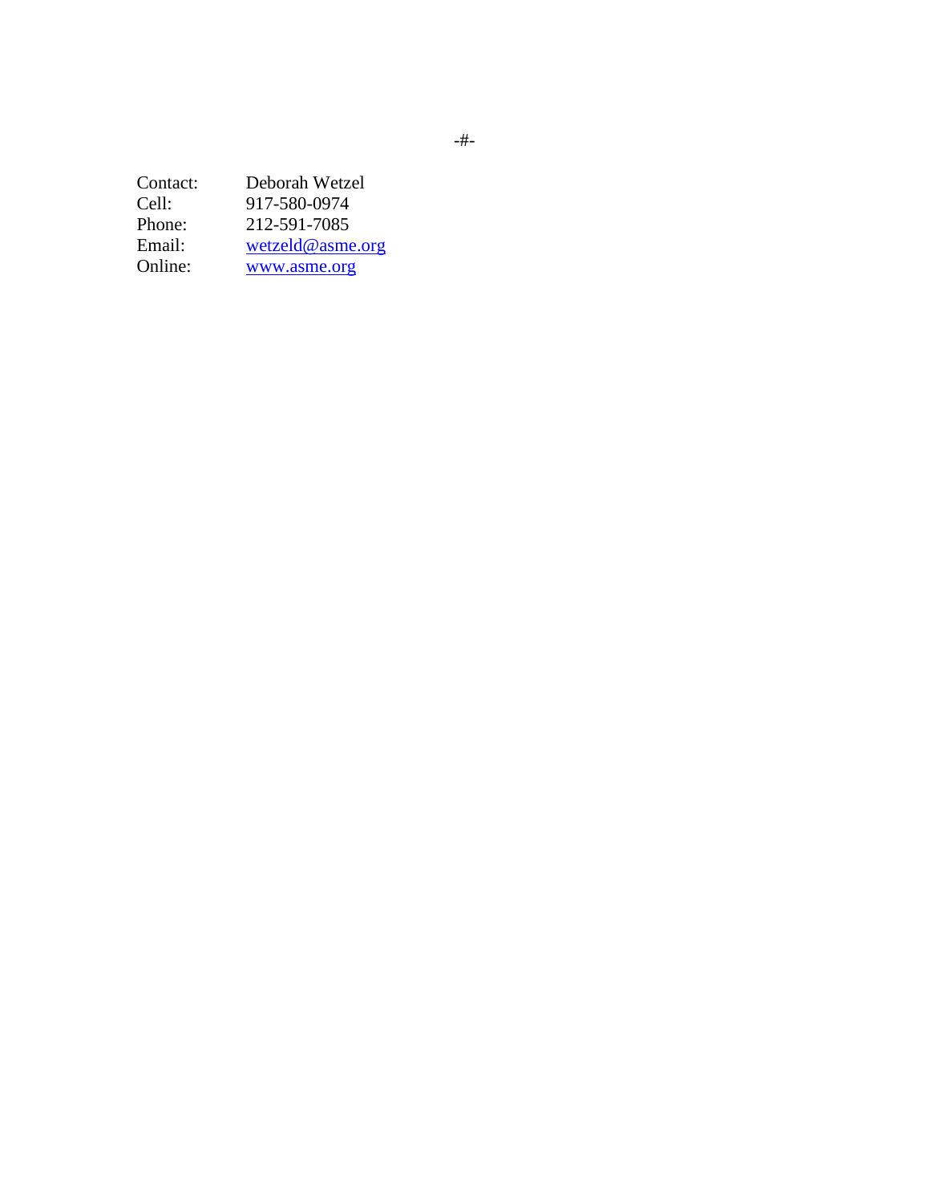-#-

| | |
|---|---|
| Contact: | Deborah Wetzel |
| Cell: | 917-580-0974 |
| Phone: | 212-591-7085 |
| Email: | wetzeld@asme.org |
| Online: | www.asme.org |